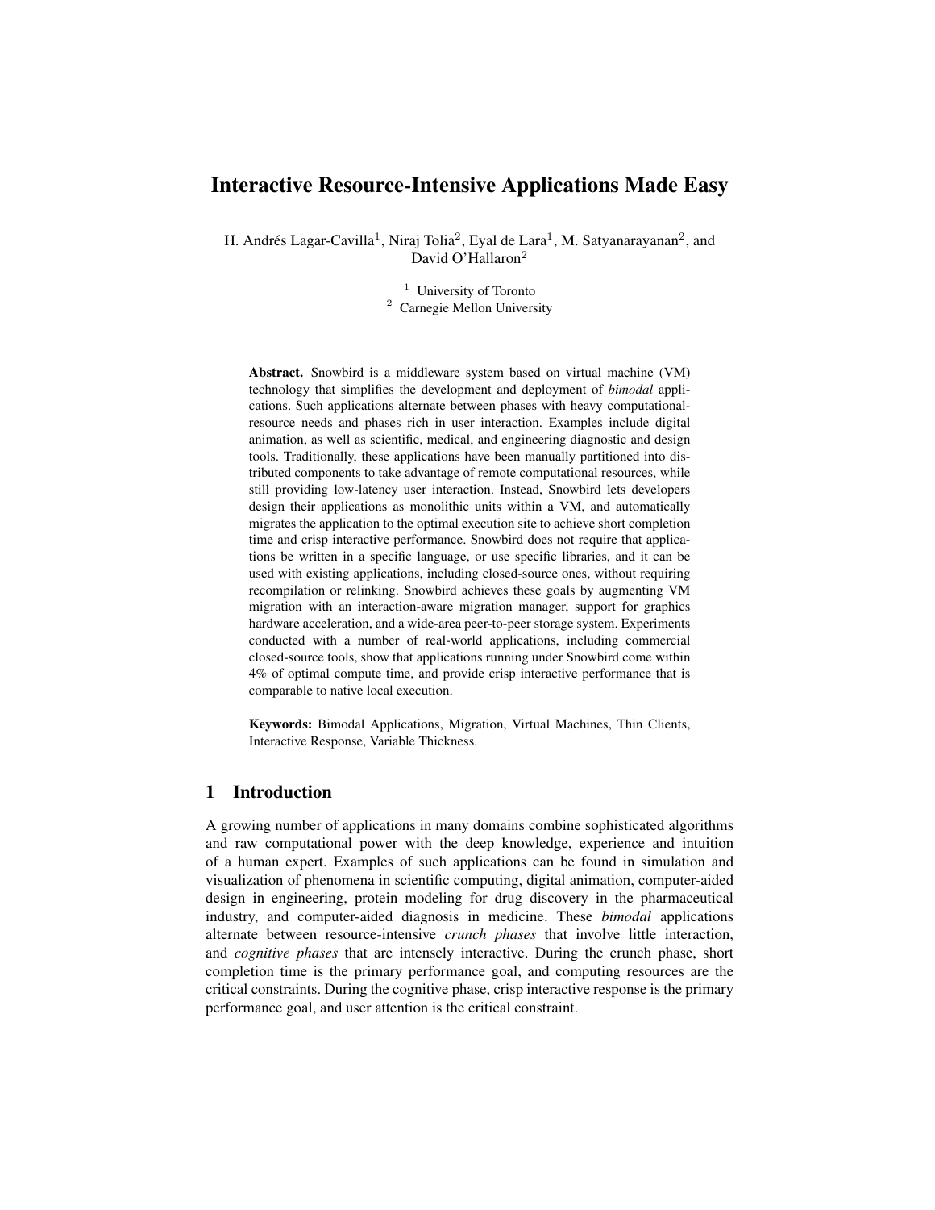# Interactive Resource-Intensive Applications Made Easy

H. Andrés Lagar-Cavilla[1], Niraj Tolia[2], Eyal de Lara[1], M. Satyanarayanan[2], and David O'Hallaron[2]

[1] University of Toronto
[2] Carnegie Mellon University

**Abstract.** Snowbird is a middleware system based on virtual machine (VM) technology that simplifies the development and deployment of *bimodal* applications. Such applications alternate between phases with heavy computational-resource needs and phases rich in user interaction. Examples include digital animation, as well as scientific, medical, and engineering diagnostic and design tools. Traditionally, these applications have been manually partitioned into distributed components to take advantage of remote computational resources, while still providing low-latency user interaction. Instead, Snowbird lets developers design their applications as monolithic units within a VM, and automatically migrates the application to the optimal execution site to achieve short completion time and crisp interactive performance. Snowbird does not require that applications be written in a specific language, or use specific libraries, and it can be used with existing applications, including closed-source ones, without requiring recompilation or relinking. Snowbird achieves these goals by augmenting VM migration with an interaction-aware migration manager, support for graphics hardware acceleration, and a wide-area peer-to-peer storage system. Experiments conducted with a number of real-world applications, including commercial closed-source tools, show that applications running under Snowbird come within 4% of optimal compute time, and provide crisp interactive performance that is comparable to native local execution.

**Keywords:** Bimodal Applications, Migration, Virtual Machines, Thin Clients, Interactive Response, Variable Thickness.

## 1 Introduction

A growing number of applications in many domains combine sophisticated algorithms and raw computational power with the deep knowledge, experience and intuition of a human expert. Examples of such applications can be found in simulation and visualization of phenomena in scientific computing, digital animation, computer-aided design in engineering, protein modeling for drug discovery in the pharmaceutical industry, and computer-aided diagnosis in medicine. These *bimodal* applications alternate between resource-intensive *crunch phases* that involve little interaction, and *cognitive phases* that are intensely interactive. During the crunch phase, short completion time is the primary performance goal, and computing resources are the critical constraints. During the cognitive phase, crisp interactive response is the primary performance goal, and user attention is the critical constraint.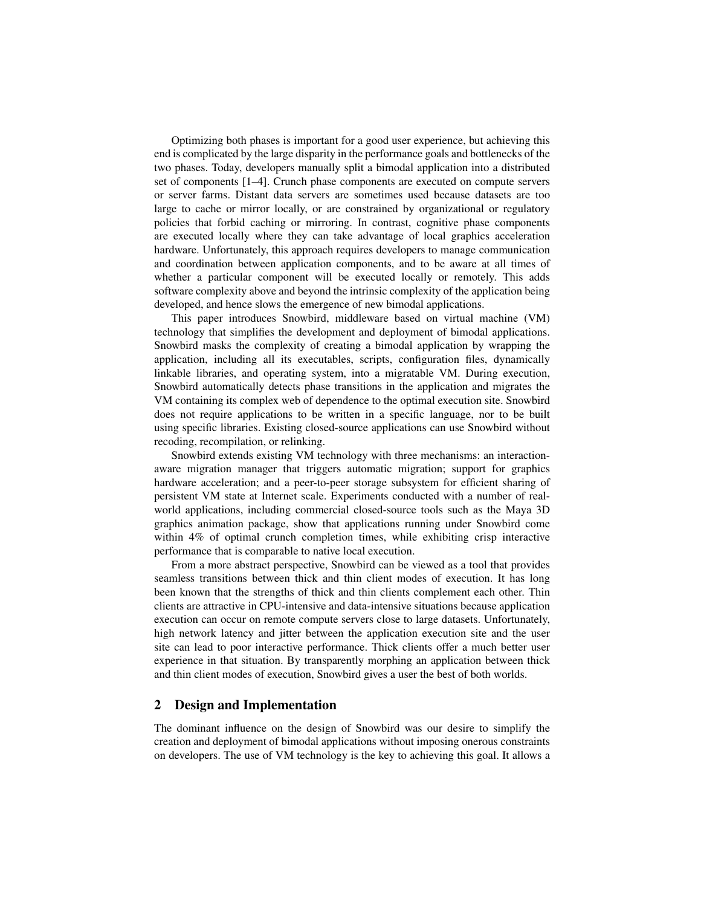Optimizing both phases is important for a good user experience, but achieving this end is complicated by the large disparity in the performance goals and bottlenecks of the two phases. Today, developers manually split a bimodal application into a distributed set of components [1–4]. Crunch phase components are executed on compute servers or server farms. Distant data servers are sometimes used because datasets are too large to cache or mirror locally, or are constrained by organizational or regulatory policies that forbid caching or mirroring. In contrast, cognitive phase components are executed locally where they can take advantage of local graphics acceleration hardware. Unfortunately, this approach requires developers to manage communication and coordination between application components, and to be aware at all times of whether a particular component will be executed locally or remotely. This adds software complexity above and beyond the intrinsic complexity of the application being developed, and hence slows the emergence of new bimodal applications.

This paper introduces Snowbird, middleware based on virtual machine (VM) technology that simplifies the development and deployment of bimodal applications. Snowbird masks the complexity of creating a bimodal application by wrapping the application, including all its executables, scripts, configuration files, dynamically linkable libraries, and operating system, into a migratable VM. During execution, Snowbird automatically detects phase transitions in the application and migrates the VM containing its complex web of dependence to the optimal execution site. Snowbird does not require applications to be written in a specific language, nor to be built using specific libraries. Existing closed-source applications can use Snowbird without recoding, recompilation, or relinking.

Snowbird extends existing VM technology with three mechanisms: an interaction-aware migration manager that triggers automatic migration; support for graphics hardware acceleration; and a peer-to-peer storage subsystem for efficient sharing of persistent VM state at Internet scale. Experiments conducted with a number of real-world applications, including commercial closed-source tools such as the Maya 3D graphics animation package, show that applications running under Snowbird come within 4% of optimal crunch completion times, while exhibiting crisp interactive performance that is comparable to native local execution.

From a more abstract perspective, Snowbird can be viewed as a tool that provides seamless transitions between thick and thin client modes of execution. It has long been known that the strengths of thick and thin clients complement each other. Thin clients are attractive in CPU-intensive and data-intensive situations because application execution can occur on remote compute servers close to large datasets. Unfortunately, high network latency and jitter between the application execution site and the user site can lead to poor interactive performance. Thick clients offer a much better user experience in that situation. By transparently morphing an application between thick and thin client modes of execution, Snowbird gives a user the best of both worlds.

## 2 Design and Implementation

The dominant influence on the design of Snowbird was our desire to simplify the creation and deployment of bimodal applications without imposing onerous constraints on developers. The use of VM technology is the key to achieving this goal. It allows a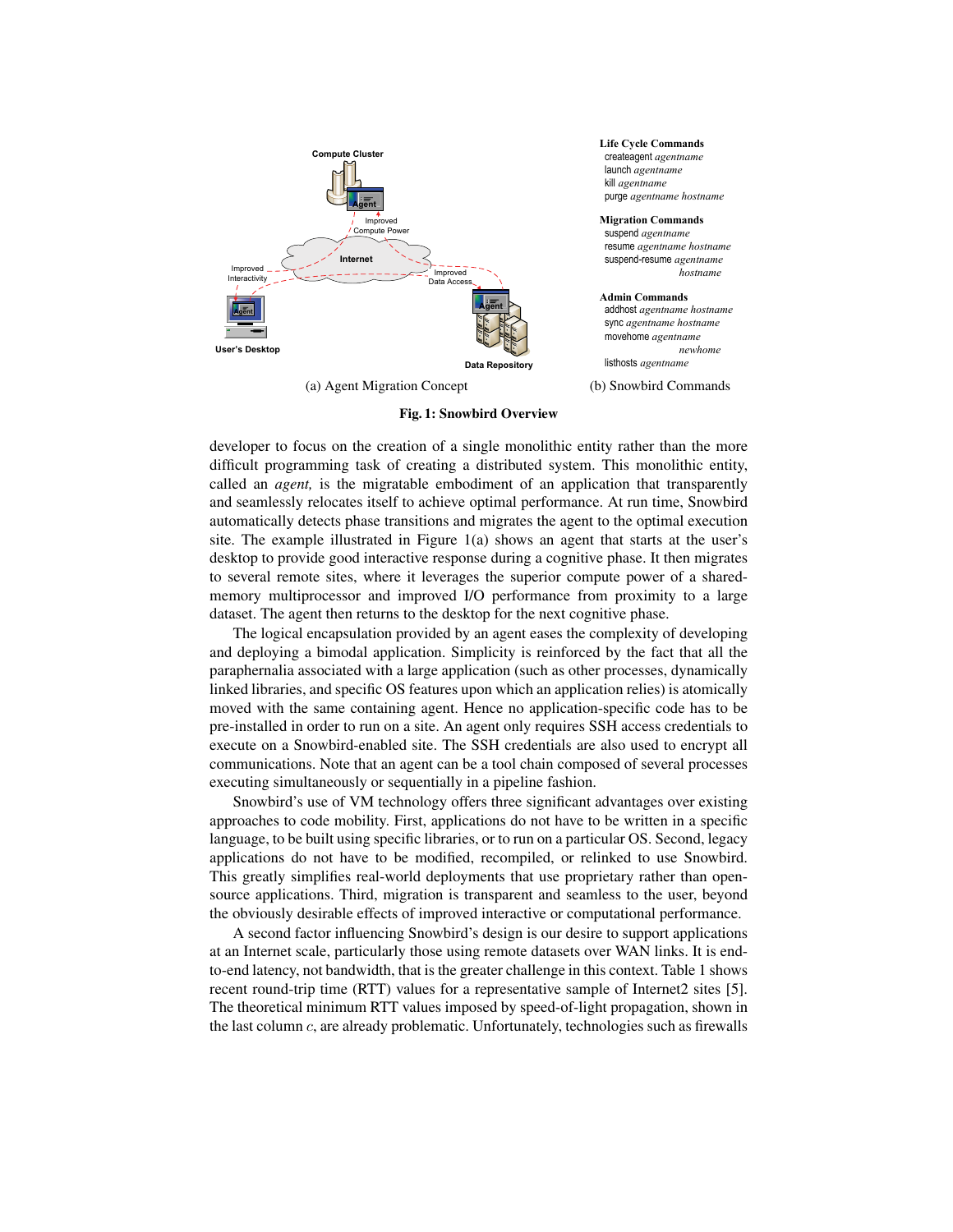**Life Cycle Commands**
- createagent *agentname*
- launch *agentname*
- kill *agentname*
- purge *agentname hostname*

**Migration Commands**
- suspend *agentname*
- resume *agentname hostname*
- suspend-resume *agentname hostname*

**Admin Commands**
- addhost *agentname hostname*
- sync *agentname hostname*
- movehome *agentname newhome*
- listhosts *agentname*

(a) Agent Migration Concept (b) Snowbird Commands

**Fig. 1: Snowbird Overview**

developer to focus on the creation of a single monolithic entity rather than the more difficult programming task of creating a distributed system. This monolithic entity, called an *agent,* is the migratable embodiment of an application that transparently and seamlessly relocates itself to achieve optimal performance. At run time, Snowbird automatically detects phase transitions and migrates the agent to the optimal execution site. The example illustrated in Figure 1(a) shows an agent that starts at the user's desktop to provide good interactive response during a cognitive phase. It then migrates to several remote sites, where it leverages the superior compute power of a shared-memory multiprocessor and improved I/O performance from proximity to a large dataset. The agent then returns to the desktop for the next cognitive phase.

The logical encapsulation provided by an agent eases the complexity of developing and deploying a bimodal application. Simplicity is reinforced by the fact that all the paraphernalia associated with a large application (such as other processes, dynamically linked libraries, and specific OS features upon which an application relies) is atomically moved with the same containing agent. Hence no application-specific code has to be pre-installed in order to run on a site. An agent only requires SSH access credentials to execute on a Snowbird-enabled site. The SSH credentials are also used to encrypt all communications. Note that an agent can be a tool chain composed of several processes executing simultaneously or sequentially in a pipeline fashion.

Snowbird's use of VM technology offers three significant advantages over existing approaches to code mobility. First, applications do not have to be written in a specific language, to be built using specific libraries, or to run on a particular OS. Second, legacy applications do not have to be modified, recompiled, or relinked to use Snowbird. This greatly simplifies real-world deployments that use proprietary rather than open-source applications. Third, migration is transparent and seamless to the user, beyond the obviously desirable effects of improved interactive or computational performance.

A second factor influencing Snowbird's design is our desire to support applications at an Internet scale, particularly those using remote datasets over WAN links. It is end-to-end latency, not bandwidth, that is the greater challenge in this context. Table 1 shows recent round-trip time (RTT) values for a representative sample of Internet2 sites [5]. The theoretical minimum RTT values imposed by speed-of-light propagation, shown in the last column $c$, are already problematic. Unfortunately, technologies such as firewalls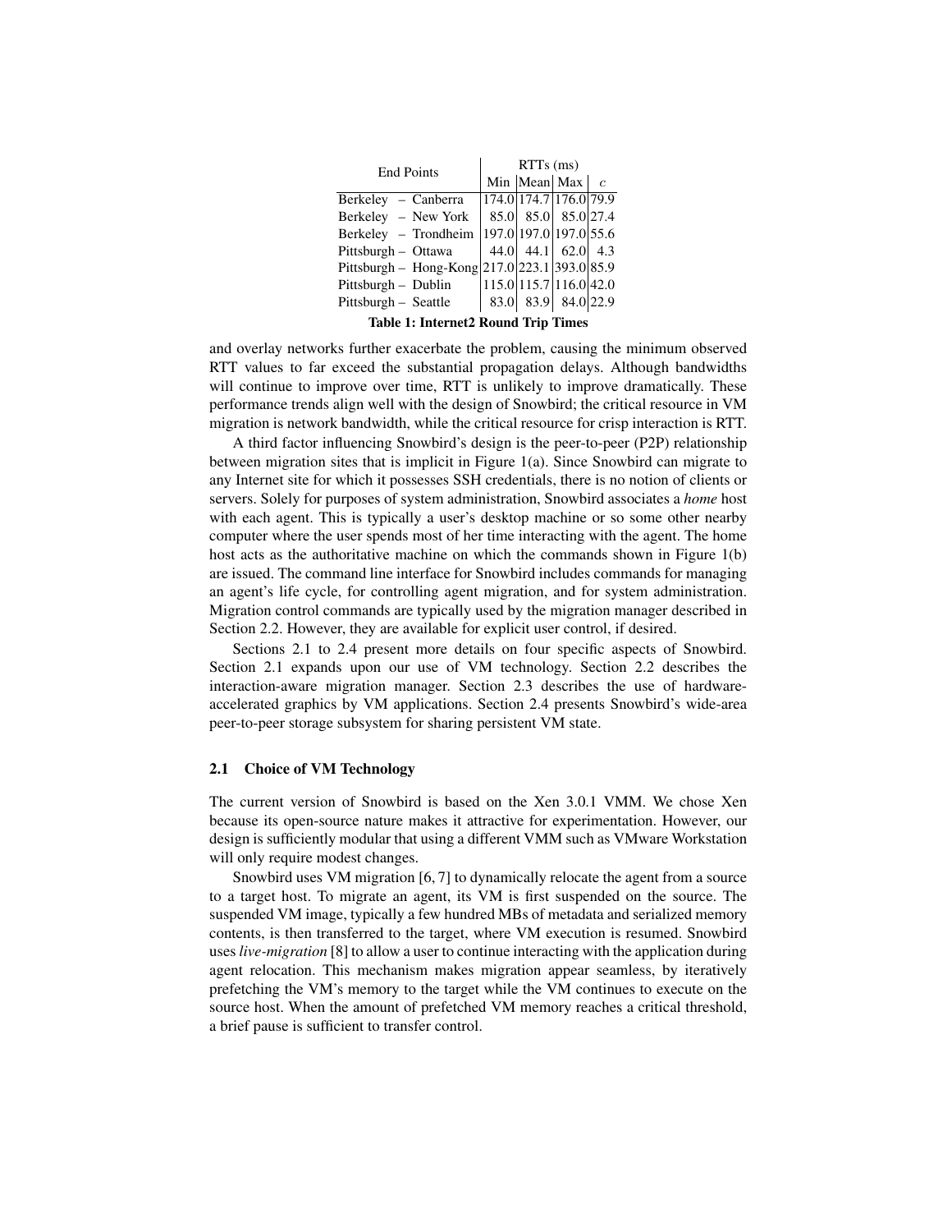| End Points | RTTs (ms) | | | |
|---|---|---|---|---|
| | Min | Mean | Max | $c$ |
| Berkeley – Canberra | 174.0 | 174.7 | 176.0 | 79.9 |
| Berkeley – New York | 85.0 | 85.0 | 85.0 | 27.4 |
| Berkeley – Trondheim | 197.0 | 197.0 | 197.0 | 55.6 |
| Pittsburgh – Ottawa | 44.0 | 44.1 | 62.0 | 4.3 |
| Pittsburgh – Hong-Kong | 217.0 | 223.1 | 393.0 | 85.9 |
| Pittsburgh – Dublin | 115.0 | 115.7 | 116.0 | 42.0 |
| Pittsburgh – Seattle | 83.0 | 83.9 | 84.0 | 22.9 |

**Table 1: Internet2 Round Trip Times**

and overlay networks further exacerbate the problem, causing the minimum observed RTT values to far exceed the substantial propagation delays. Although bandwidths will continue to improve over time, RTT is unlikely to improve dramatically. These performance trends align well with the design of Snowbird; the critical resource in VM migration is network bandwidth, while the critical resource for crisp interaction is RTT.

A third factor influencing Snowbird's design is the peer-to-peer (P2P) relationship between migration sites that is implicit in Figure 1(a). Since Snowbird can migrate to any Internet site for which it possesses SSH credentials, there is no notion of clients or servers. Solely for purposes of system administration, Snowbird associates a *home* host with each agent. This is typically a user's desktop machine or so some other nearby computer where the user spends most of her time interacting with the agent. The home host acts as the authoritative machine on which the commands shown in Figure 1(b) are issued. The command line interface for Snowbird includes commands for managing an agent's life cycle, for controlling agent migration, and for system administration. Migration control commands are typically used by the migration manager described in Section 2.2. However, they are available for explicit user control, if desired.

Sections 2.1 to 2.4 present more details on four specific aspects of Snowbird. Section 2.1 expands upon our use of VM technology. Section 2.2 describes the interaction-aware migration manager. Section 2.3 describes the use of hardware-accelerated graphics by VM applications. Section 2.4 presents Snowbird's wide-area peer-to-peer storage subsystem for sharing persistent VM state.

### 2.1 Choice of VM Technology

The current version of Snowbird is based on the Xen 3.0.1 VMM. We chose Xen because its open-source nature makes it attractive for experimentation. However, our design is sufficiently modular that using a different VMM such as VMware Workstation will only require modest changes.

Snowbird uses VM migration [6, 7] to dynamically relocate the agent from a source to a target host. To migrate an agent, its VM is first suspended on the source. The suspended VM image, typically a few hundred MBs of metadata and serialized memory contents, is then transferred to the target, where VM execution is resumed. Snowbird uses *live-migration* [8] to allow a user to continue interacting with the application during agent relocation. This mechanism makes migration appear seamless, by iteratively prefetching the VM's memory to the target while the VM continues to execute on the source host. When the amount of prefetched VM memory reaches a critical threshold, a brief pause is sufficient to transfer control.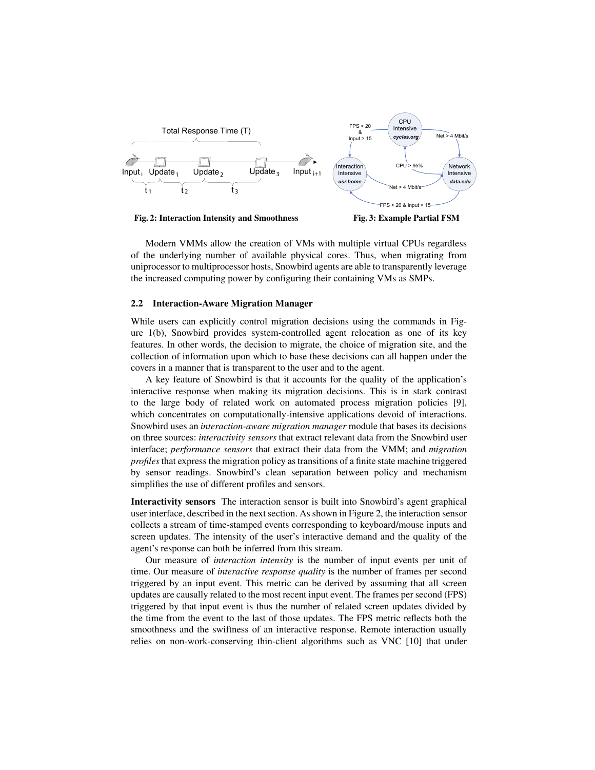**Fig. 2: Interaction Intensity and Smoothness**

**Fig. 3: Example Partial FSM**

Modern VMMs allow the creation of VMs with multiple virtual CPUs regardless of the underlying number of available physical cores. Thus, when migrating from uniprocessor to multiprocessor hosts, Snowbird agents are able to transparently leverage the increased computing power by configuring their containing VMs as SMPs.

### 2.2 Interaction-Aware Migration Manager

While users can explicitly control migration decisions using the commands in Figure 1(b), Snowbird provides system-controlled agent relocation as one of its key features. In other words, the decision to migrate, the choice of migration site, and the collection of information upon which to base these decisions can all happen under the covers in a manner that is transparent to the user and to the agent.

A key feature of Snowbird is that it accounts for the quality of the application's interactive response when making its migration decisions. This is in stark contrast to the large body of related work on automated process migration policies [9], which concentrates on computationally-intensive applications devoid of interactions. Snowbird uses an *interaction-aware migration manager* module that bases its decisions on three sources: *interactivity sensors* that extract relevant data from the Snowbird user interface; *performance sensors* that extract their data from the VMM; and *migration profiles* that express the migration policy as transitions of a finite state machine triggered by sensor readings. Snowbird's clean separation between policy and mechanism simplifies the use of different profiles and sensors.

**Interactivity sensors** The interaction sensor is built into Snowbird's agent graphical user interface, described in the next section. As shown in Figure 2, the interaction sensor collects a stream of time-stamped events corresponding to keyboard/mouse inputs and screen updates. The intensity of the user's interactive demand and the quality of the agent's response can both be inferred from this stream.

Our measure of *interaction intensity* is the number of input events per unit of time. Our measure of *interactive response quality* is the number of frames per second triggered by an input event. This metric can be derived by assuming that all screen updates are causally related to the most recent input event. The frames per second (FPS) triggered by that input event is thus the number of related screen updates divided by the time from the event to the last of those updates. The FPS metric reflects both the smoothness and the swiftness of an interactive response. Remote interaction usually relies on non-work-conserving thin-client algorithms such as VNC [10] that under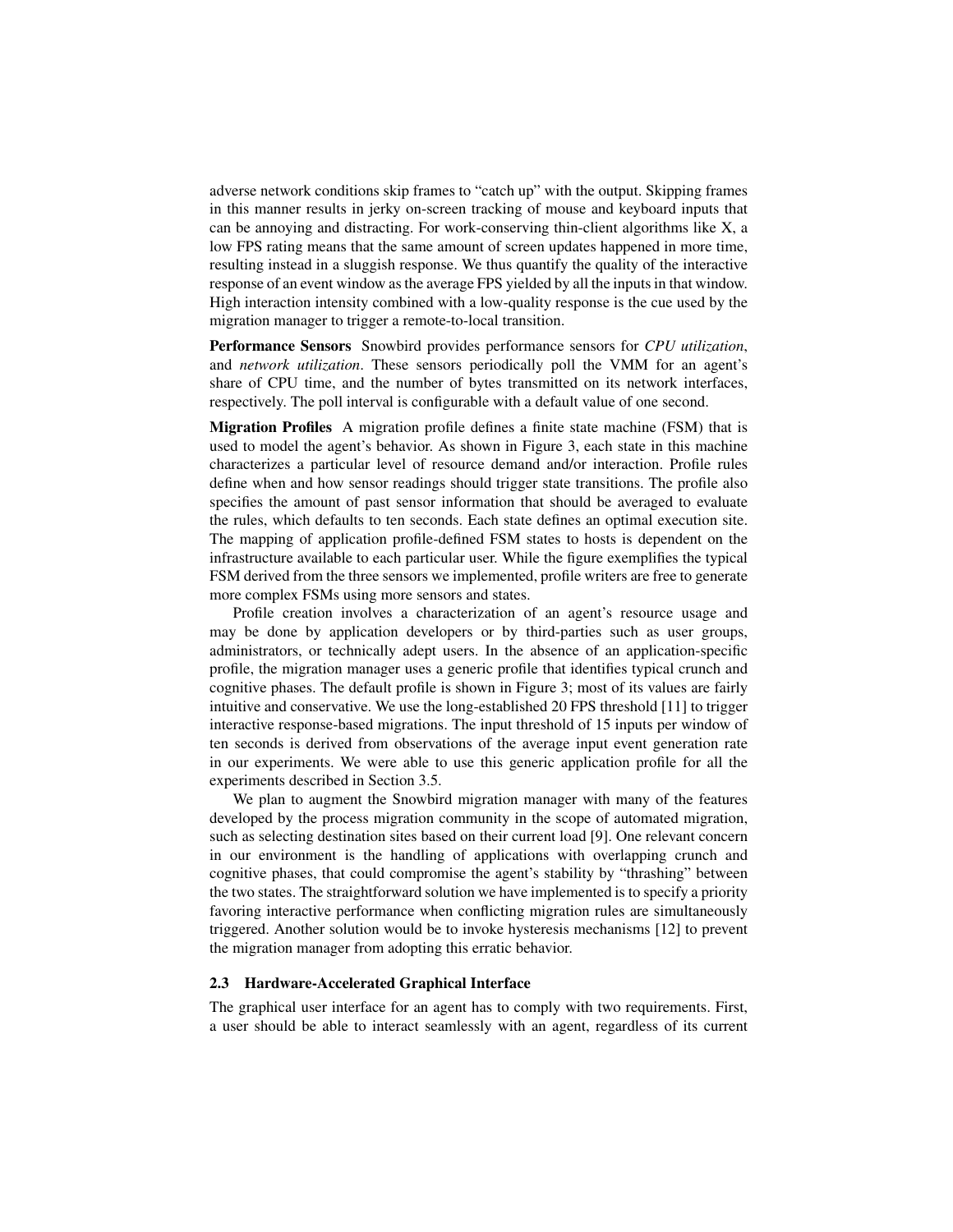adverse network conditions skip frames to "catch up" with the output. Skipping frames in this manner results in jerky on-screen tracking of mouse and keyboard inputs that can be annoying and distracting. For work-conserving thin-client algorithms like X, a low FPS rating means that the same amount of screen updates happened in more time, resulting instead in a sluggish response. We thus quantify the quality of the interactive response of an event window as the average FPS yielded by all the inputs in that window. High interaction intensity combined with a low-quality response is the cue used by the migration manager to trigger a remote-to-local transition.

**Performance Sensors** Snowbird provides performance sensors for *CPU utilization*, and *network utilization*. These sensors periodically poll the VMM for an agent's share of CPU time, and the number of bytes transmitted on its network interfaces, respectively. The poll interval is configurable with a default value of one second.

**Migration Profiles** A migration profile defines a finite state machine (FSM) that is used to model the agent's behavior. As shown in Figure 3, each state in this machine characterizes a particular level of resource demand and/or interaction. Profile rules define when and how sensor readings should trigger state transitions. The profile also specifies the amount of past sensor information that should be averaged to evaluate the rules, which defaults to ten seconds. Each state defines an optimal execution site. The mapping of application profile-defined FSM states to hosts is dependent on the infrastructure available to each particular user. While the figure exemplifies the typical FSM derived from the three sensors we implemented, profile writers are free to generate more complex FSMs using more sensors and states.

Profile creation involves a characterization of an agent's resource usage and may be done by application developers or by third-parties such as user groups, administrators, or technically adept users. In the absence of an application-specific profile, the migration manager uses a generic profile that identifies typical crunch and cognitive phases. The default profile is shown in Figure 3; most of its values are fairly intuitive and conservative. We use the long-established 20 FPS threshold [11] to trigger interactive response-based migrations. The input threshold of 15 inputs per window of ten seconds is derived from observations of the average input event generation rate in our experiments. We were able to use this generic application profile for all the experiments described in Section 3.5.

We plan to augment the Snowbird migration manager with many of the features developed by the process migration community in the scope of automated migration, such as selecting destination sites based on their current load [9]. One relevant concern in our environment is the handling of applications with overlapping crunch and cognitive phases, that could compromise the agent's stability by "thrashing" between the two states. The straightforward solution we have implemented is to specify a priority favoring interactive performance when conflicting migration rules are simultaneously triggered. Another solution would be to invoke hysteresis mechanisms [12] to prevent the migration manager from adopting this erratic behavior.

### 2.3 Hardware-Accelerated Graphical Interface

The graphical user interface for an agent has to comply with two requirements. First, a user should be able to interact seamlessly with an agent, regardless of its current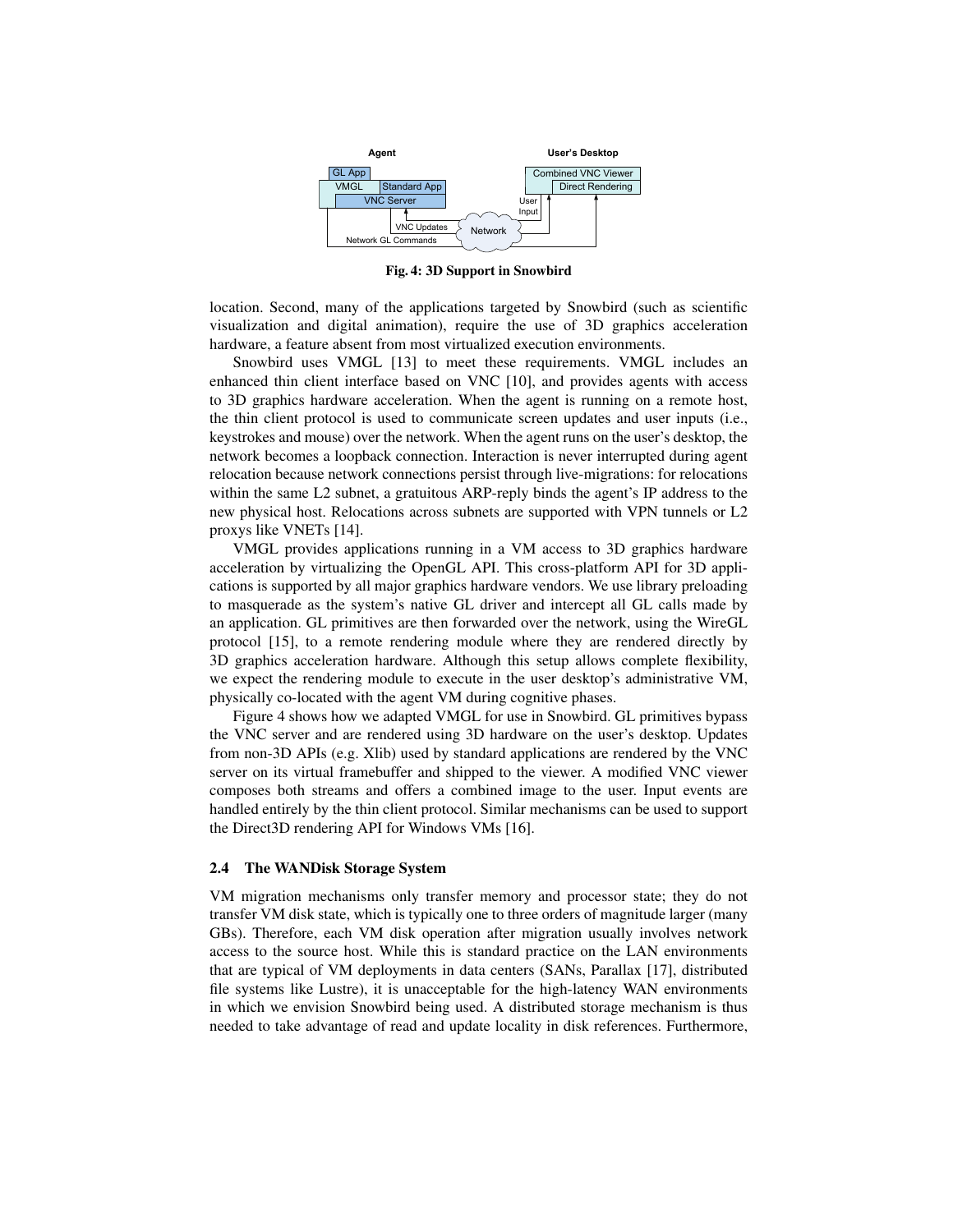Fig. 4: 3D Support in Snowbird

location. Second, many of the applications targeted by Snowbird (such as scientific visualization and digital animation), require the use of 3D graphics acceleration hardware, a feature absent from most virtualized execution environments.

Snowbird uses VMGL [13] to meet these requirements. VMGL includes an enhanced thin client interface based on VNC [10], and provides agents with access to 3D graphics hardware acceleration. When the agent is running on a remote host, the thin client protocol is used to communicate screen updates and user inputs (i.e., keystrokes and mouse) over the network. When the agent runs on the user's desktop, the network becomes a loopback connection. Interaction is never interrupted during agent relocation because network connections persist through live-migrations: for relocations within the same L2 subnet, a gratuitous ARP-reply binds the agent's IP address to the new physical host. Relocations across subnets are supported with VPN tunnels or L2 proxys like VNETs [14].

VMGL provides applications running in a VM access to 3D graphics hardware acceleration by virtualizing the OpenGL API. This cross-platform API for 3D applications is supported by all major graphics hardware vendors. We use library preloading to masquerade as the system's native GL driver and intercept all GL calls made by an application. GL primitives are then forwarded over the network, using the WireGL protocol [15], to a remote rendering module where they are rendered directly by 3D graphics acceleration hardware. Although this setup allows complete flexibility, we expect the rendering module to execute in the user desktop's administrative VM, physically co-located with the agent VM during cognitive phases.

Figure 4 shows how we adapted VMGL for use in Snowbird. GL primitives bypass the VNC server and are rendered using 3D hardware on the user's desktop. Updates from non-3D APIs (e.g. Xlib) used by standard applications are rendered by the VNC server on its virtual framebuffer and shipped to the viewer. A modified VNC viewer composes both streams and offers a combined image to the user. Input events are handled entirely by the thin client protocol. Similar mechanisms can be used to support the Direct3D rendering API for Windows VMs [16].

### 2.4 The WANDisk Storage System

VM migration mechanisms only transfer memory and processor state; they do not transfer VM disk state, which is typically one to three orders of magnitude larger (many GBs). Therefore, each VM disk operation after migration usually involves network access to the source host. While this is standard practice on the LAN environments that are typical of VM deployments in data centers (SANs, Parallax [17], distributed file systems like Lustre), it is unacceptable for the high-latency WAN environments in which we envision Snowbird being used. A distributed storage mechanism is thus needed to take advantage of read and update locality in disk references. Furthermore,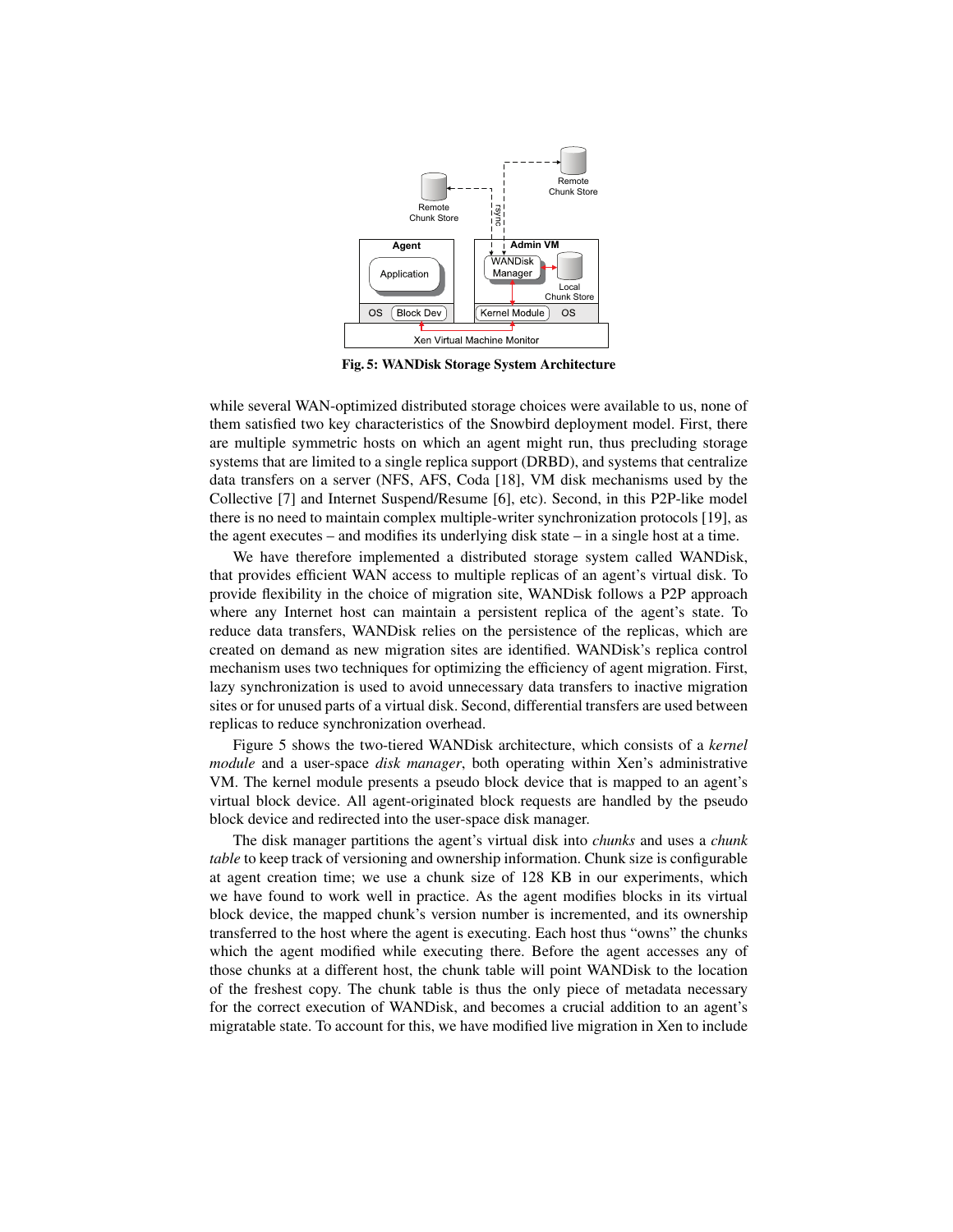Fig. 5: WANDisk Storage System Architecture

while several WAN-optimized distributed storage choices were available to us, none of them satisfied two key characteristics of the Snowbird deployment model. First, there are multiple symmetric hosts on which an agent might run, thus precluding storage systems that are limited to a single replica support (DRBD), and systems that centralize data transfers on a server (NFS, AFS, Coda [18], VM disk mechanisms used by the Collective [7] and Internet Suspend/Resume [6], etc). Second, in this P2P-like model there is no need to maintain complex multiple-writer synchronization protocols [19], as the agent executes – and modifies its underlying disk state – in a single host at a time.

We have therefore implemented a distributed storage system called WANDisk, that provides efficient WAN access to multiple replicas of an agent's virtual disk. To provide flexibility in the choice of migration site, WANDisk follows a P2P approach where any Internet host can maintain a persistent replica of the agent's state. To reduce data transfers, WANDisk relies on the persistence of the replicas, which are created on demand as new migration sites are identified. WANDisk's replica control mechanism uses two techniques for optimizing the efficiency of agent migration. First, lazy synchronization is used to avoid unnecessary data transfers to inactive migration sites or for unused parts of a virtual disk. Second, differential transfers are used between replicas to reduce synchronization overhead.

Figure 5 shows the two-tiered WANDisk architecture, which consists of a *kernel module* and a user-space *disk manager*, both operating within Xen's administrative VM. The kernel module presents a pseudo block device that is mapped to an agent's virtual block device. All agent-originated block requests are handled by the pseudo block device and redirected into the user-space disk manager.

The disk manager partitions the agent's virtual disk into *chunks* and uses a *chunk table* to keep track of versioning and ownership information. Chunk size is configurable at agent creation time; we use a chunk size of 128 KB in our experiments, which we have found to work well in practice. As the agent modifies blocks in its virtual block device, the mapped chunk's version number is incremented, and its ownership transferred to the host where the agent is executing. Each host thus "owns" the chunks which the agent modified while executing there. Before the agent accesses any of those chunks at a different host, the chunk table will point WANDisk to the location of the freshest copy. The chunk table is thus the only piece of metadata necessary for the correct execution of WANDisk, and becomes a crucial addition to an agent's migratable state. To account for this, we have modified live migration in Xen to include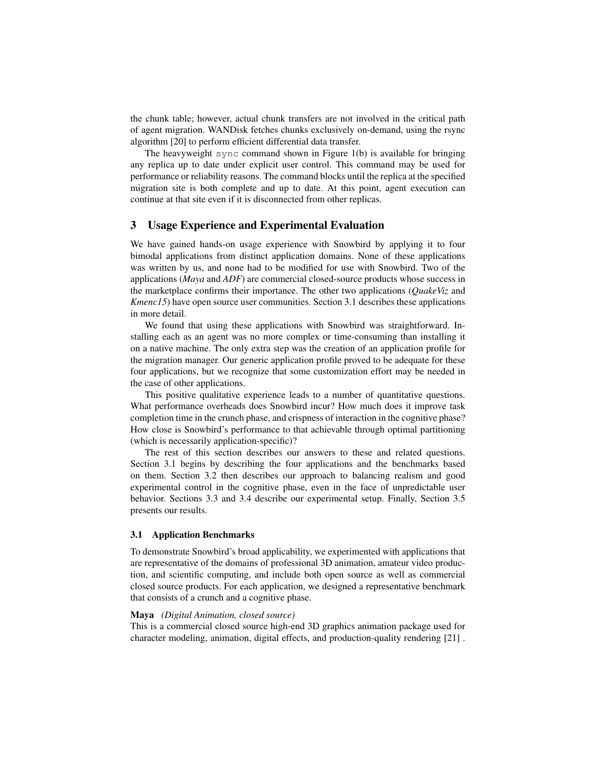the chunk table; however, actual chunk transfers are not involved in the critical path of agent migration. WANDisk fetches chunks exclusively on-demand, using the rsync algorithm [20] to perform efficient differential data transfer.

The heavyweight `sync` command shown in Figure 1(b) is available for bringing any replica up to date under explicit user control. This command may be used for performance or reliability reasons. The command blocks until the replica at the specified migration site is both complete and up to date. At this point, agent execution can continue at that site even if it is disconnected from other replicas.

## 3 Usage Experience and Experimental Evaluation

We have gained hands-on usage experience with Snowbird by applying it to four bimodal applications from distinct application domains. None of these applications was written by us, and none had to be modified for use with Snowbird. Two of the applications (*Maya* and *ADF*) are commercial closed-source products whose success in the marketplace confirms their importance. The other two applications (*QuakeViz* and *Kmenc15*) have open source user communities. Section 3.1 describes these applications in more detail.

We found that using these applications with Snowbird was straightforward. Installing each as an agent was no more complex or time-consuming than installing it on a native machine. The only extra step was the creation of an application profile for the migration manager. Our generic application profile proved to be adequate for these four applications, but we recognize that some customization effort may be needed in the case of other applications.

This positive qualitative experience leads to a number of quantitative questions. What performance overheads does Snowbird incur? How much does it improve task completion time in the crunch phase, and crispness of interaction in the cognitive phase? How close is Snowbird's performance to that achievable through optimal partitioning (which is necessarily application-specific)?

The rest of this section describes our answers to these and related questions. Section 3.1 begins by describing the four applications and the benchmarks based on them. Section 3.2 then describes our approach to balancing realism and good experimental control in the cognitive phase, even in the face of unpredictable user behavior. Sections 3.3 and 3.4 describe our experimental setup. Finally, Section 3.5 presents our results.

### 3.1 Application Benchmarks

To demonstrate Snowbird's broad applicability, we experimented with applications that are representative of the domains of professional 3D animation, amateur video production, and scientific computing, and include both open source as well as commercial closed source products. For each application, we designed a representative benchmark that consists of a crunch and a cognitive phase.

**Maya** *(Digital Animation, closed source)*
This is a commercial closed source high-end 3D graphics animation package used for character modeling, animation, digital effects, and production-quality rendering [21] .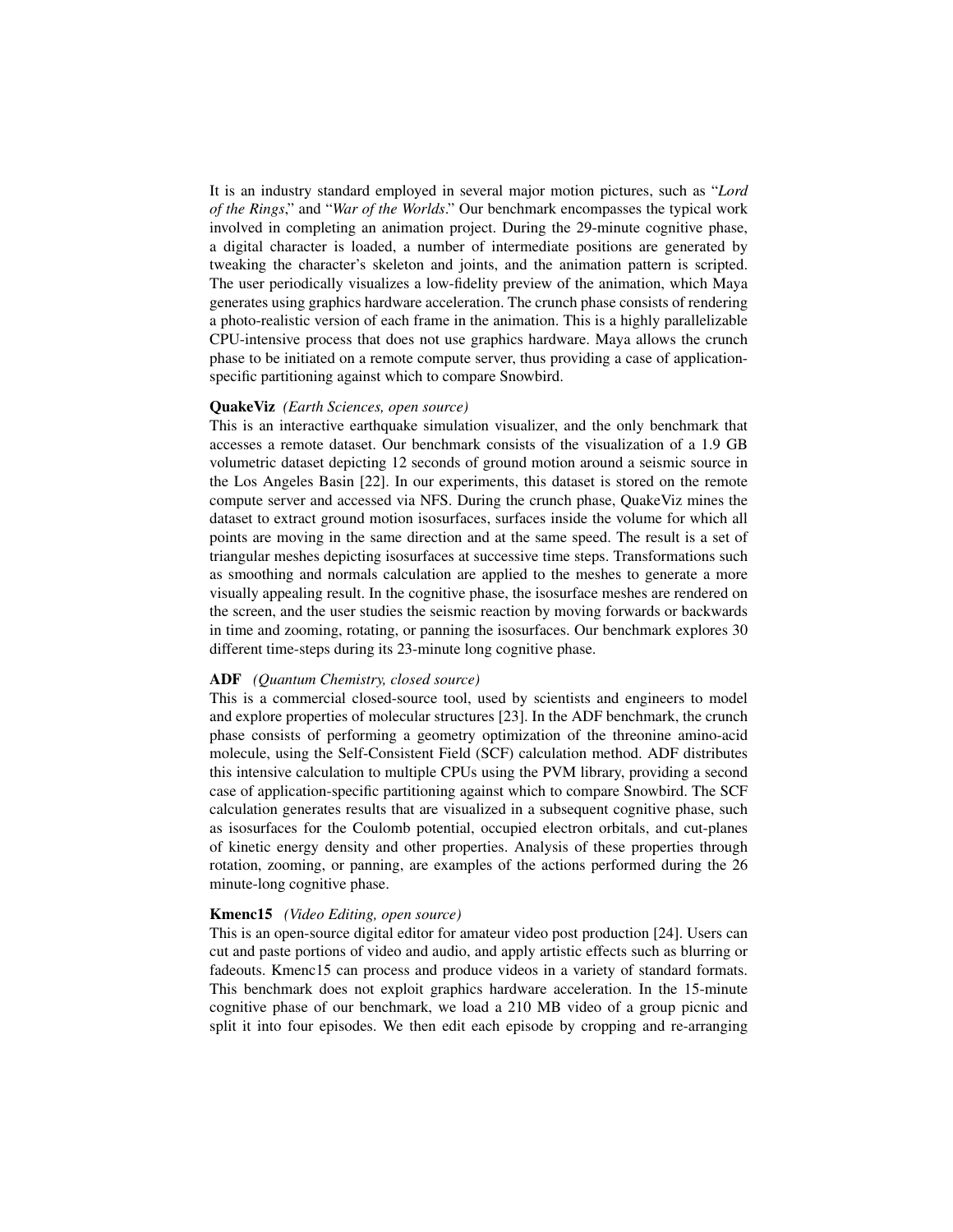It is an industry standard employed in several major motion pictures, such as "*Lord of the Rings*," and "*War of the Worlds*." Our benchmark encompasses the typical work involved in completing an animation project. During the 29-minute cognitive phase, a digital character is loaded, a number of intermediate positions are generated by tweaking the character's skeleton and joints, and the animation pattern is scripted. The user periodically visualizes a low-fidelity preview of the animation, which Maya generates using graphics hardware acceleration. The crunch phase consists of rendering a photo-realistic version of each frame in the animation. This is a highly parallelizable CPU-intensive process that does not use graphics hardware. Maya allows the crunch phase to be initiated on a remote compute server, thus providing a case of application-specific partitioning against which to compare Snowbird.

**QuakeViz** *(Earth Sciences, open source)*
This is an interactive earthquake simulation visualizer, and the only benchmark that accesses a remote dataset. Our benchmark consists of the visualization of a 1.9 GB volumetric dataset depicting 12 seconds of ground motion around a seismic source in the Los Angeles Basin [22]. In our experiments, this dataset is stored on the remote compute server and accessed via NFS. During the crunch phase, QuakeViz mines the dataset to extract ground motion isosurfaces, surfaces inside the volume for which all points are moving in the same direction and at the same speed. The result is a set of triangular meshes depicting isosurfaces at successive time steps. Transformations such as smoothing and normals calculation are applied to the meshes to generate a more visually appealing result. In the cognitive phase, the isosurface meshes are rendered on the screen, and the user studies the seismic reaction by moving forwards or backwards in time and zooming, rotating, or panning the isosurfaces. Our benchmark explores 30 different time-steps during its 23-minute long cognitive phase.

**ADF** *(Quantum Chemistry, closed source)*
This is a commercial closed-source tool, used by scientists and engineers to model and explore properties of molecular structures [23]. In the ADF benchmark, the crunch phase consists of performing a geometry optimization of the threonine amino-acid molecule, using the Self-Consistent Field (SCF) calculation method. ADF distributes this intensive calculation to multiple CPUs using the PVM library, providing a second case of application-specific partitioning against which to compare Snowbird. The SCF calculation generates results that are visualized in a subsequent cognitive phase, such as isosurfaces for the Coulomb potential, occupied electron orbitals, and cut-planes of kinetic energy density and other properties. Analysis of these properties through rotation, zooming, or panning, are examples of the actions performed during the 26 minute-long cognitive phase.

**Kmenc15** *(Video Editing, open source)*
This is an open-source digital editor for amateur video post production [24]. Users can cut and paste portions of video and audio, and apply artistic effects such as blurring or fadeouts. Kmenc15 can process and produce videos in a variety of standard formats. This benchmark does not exploit graphics hardware acceleration. In the 15-minute cognitive phase of our benchmark, we load a 210 MB video of a group picnic and split it into four episodes. We then edit each episode by cropping and re-arranging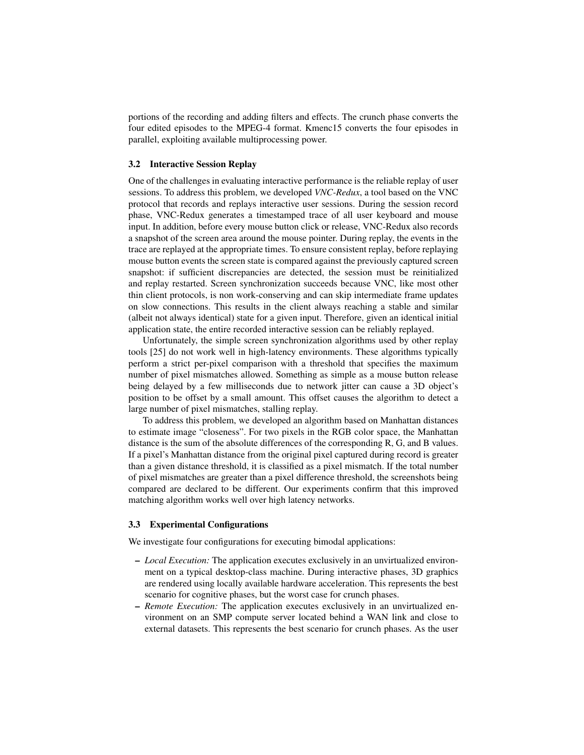portions of the recording and adding filters and effects. The crunch phase converts the four edited episodes to the MPEG-4 format. Kmenc15 converts the four episodes in parallel, exploiting available multiprocessing power.

### 3.2 Interactive Session Replay

One of the challenges in evaluating interactive performance is the reliable replay of user sessions. To address this problem, we developed *VNC-Redux*, a tool based on the VNC protocol that records and replays interactive user sessions. During the session record phase, VNC-Redux generates a timestamped trace of all user keyboard and mouse input. In addition, before every mouse button click or release, VNC-Redux also records a snapshot of the screen area around the mouse pointer. During replay, the events in the trace are replayed at the appropriate times. To ensure consistent replay, before replaying mouse button events the screen state is compared against the previously captured screen snapshot: if sufficient discrepancies are detected, the session must be reinitialized and replay restarted. Screen synchronization succeeds because VNC, like most other thin client protocols, is non work-conserving and can skip intermediate frame updates on slow connections. This results in the client always reaching a stable and similar (albeit not always identical) state for a given input. Therefore, given an identical initial application state, the entire recorded interactive session can be reliably replayed.

Unfortunately, the simple screen synchronization algorithms used by other replay tools [25] do not work well in high-latency environments. These algorithms typically perform a strict per-pixel comparison with a threshold that specifies the maximum number of pixel mismatches allowed. Something as simple as a mouse button release being delayed by a few milliseconds due to network jitter can cause a 3D object's position to be offset by a small amount. This offset causes the algorithm to detect a large number of pixel mismatches, stalling replay.

To address this problem, we developed an algorithm based on Manhattan distances to estimate image "closeness". For two pixels in the RGB color space, the Manhattan distance is the sum of the absolute differences of the corresponding R, G, and B values. If a pixel's Manhattan distance from the original pixel captured during record is greater than a given distance threshold, it is classified as a pixel mismatch. If the total number of pixel mismatches are greater than a pixel difference threshold, the screenshots being compared are declared to be different. Our experiments confirm that this improved matching algorithm works well over high latency networks.

### 3.3 Experimental Configurations

We investigate four configurations for executing bimodal applications:

- *Local Execution:* The application executes exclusively in an unvirtualized environment on a typical desktop-class machine. During interactive phases, 3D graphics are rendered using locally available hardware acceleration. This represents the best scenario for cognitive phases, but the worst case for crunch phases.
- *Remote Execution:* The application executes exclusively in an unvirtualized environment on an SMP compute server located behind a WAN link and close to external datasets. This represents the best scenario for crunch phases. As the user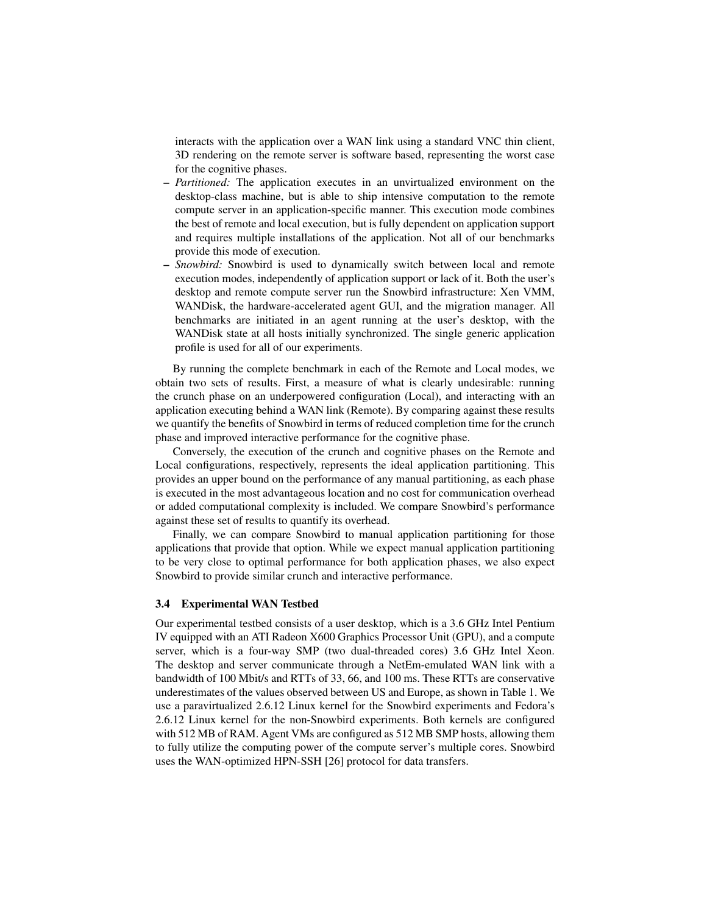interacts with the application over a WAN link using a standard VNC thin client, 3D rendering on the remote server is software based, representing the worst case for the cognitive phases.

- *Partitioned:* The application executes in an unvirtualized environment on the desktop-class machine, but is able to ship intensive computation to the remote compute server in an application-specific manner. This execution mode combines the best of remote and local execution, but is fully dependent on application support and requires multiple installations of the application. Not all of our benchmarks provide this mode of execution.
- *Snowbird:* Snowbird is used to dynamically switch between local and remote execution modes, independently of application support or lack of it. Both the user's desktop and remote compute server run the Snowbird infrastructure: Xen VMM, WANDisk, the hardware-accelerated agent GUI, and the migration manager. All benchmarks are initiated in an agent running at the user's desktop, with the WANDisk state at all hosts initially synchronized. The single generic application profile is used for all of our experiments.

By running the complete benchmark in each of the Remote and Local modes, we obtain two sets of results. First, a measure of what is clearly undesirable: running the crunch phase on an underpowered configuration (Local), and interacting with an application executing behind a WAN link (Remote). By comparing against these results we quantify the benefits of Snowbird in terms of reduced completion time for the crunch phase and improved interactive performance for the cognitive phase.

Conversely, the execution of the crunch and cognitive phases on the Remote and Local configurations, respectively, represents the ideal application partitioning. This provides an upper bound on the performance of any manual partitioning, as each phase is executed in the most advantageous location and no cost for communication overhead or added computational complexity is included. We compare Snowbird's performance against these set of results to quantify its overhead.

Finally, we can compare Snowbird to manual application partitioning for those applications that provide that option. While we expect manual application partitioning to be very close to optimal performance for both application phases, we also expect Snowbird to provide similar crunch and interactive performance.

### 3.4 Experimental WAN Testbed

Our experimental testbed consists of a user desktop, which is a 3.6 GHz Intel Pentium IV equipped with an ATI Radeon X600 Graphics Processor Unit (GPU), and a compute server, which is a four-way SMP (two dual-threaded cores) 3.6 GHz Intel Xeon. The desktop and server communicate through a NetEm-emulated WAN link with a bandwidth of 100 Mbit/s and RTTs of 33, 66, and 100 ms. These RTTs are conservative underestimates of the values observed between US and Europe, as shown in Table 1. We use a paravirtualized 2.6.12 Linux kernel for the Snowbird experiments and Fedora's 2.6.12 Linux kernel for the non-Snowbird experiments. Both kernels are configured with 512 MB of RAM. Agent VMs are configured as 512 MB SMP hosts, allowing them to fully utilize the computing power of the compute server's multiple cores. Snowbird uses the WAN-optimized HPN-SSH [26] protocol for data transfers.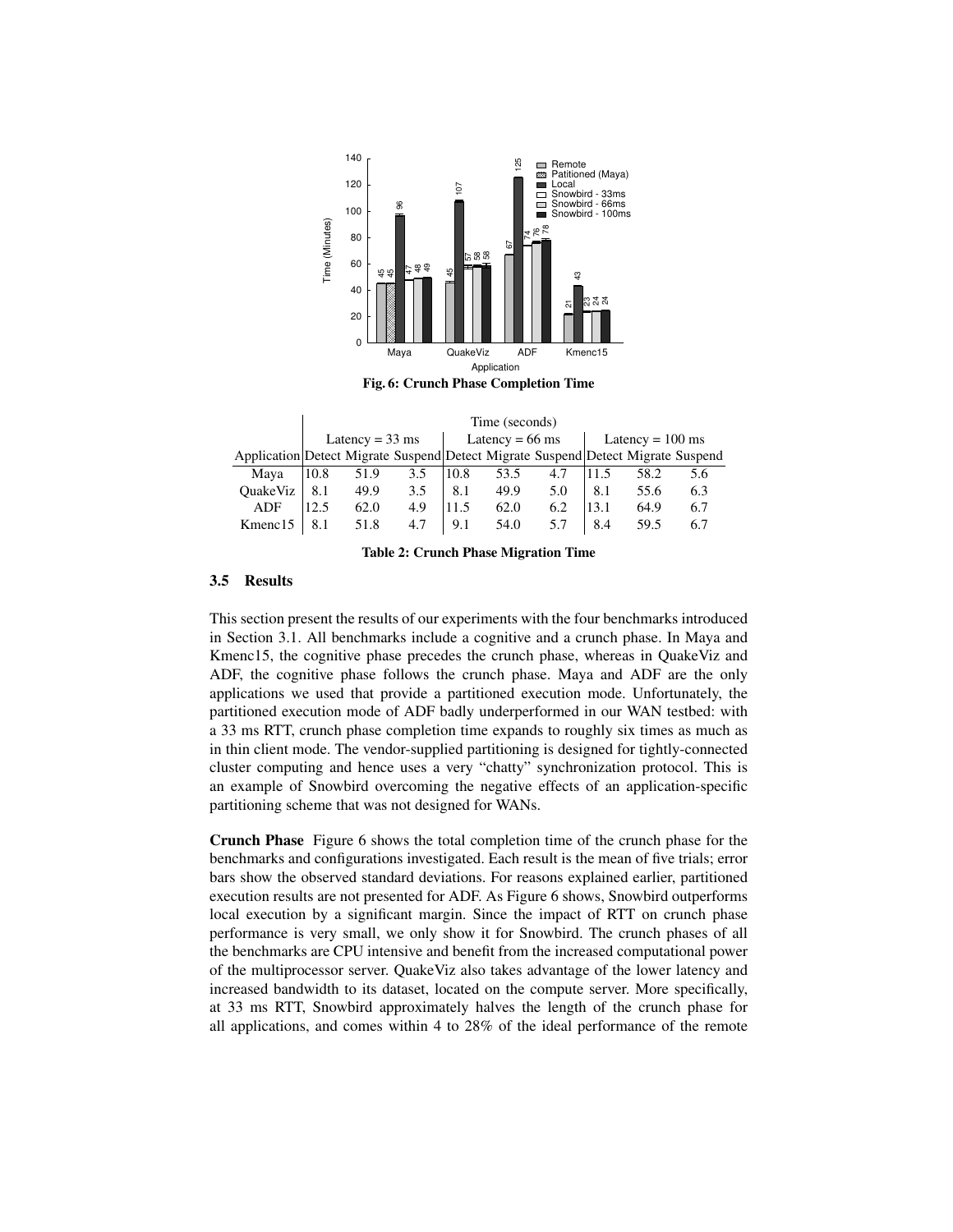Fig. 6: Crunch Phase Completion Time

| | Time (seconds) | | | | | | | | |
|---|---|---|---|---|---|---|---|---|---|
| | Latency = 33 ms | | | Latency = 66 ms | | | Latency = 100 ms | | |
| Application | Detect | Migrate | Suspend | Detect | Migrate | Suspend | Detect | Migrate | Suspend |
| Maya | 10.8 | 51.9 | 3.5 | 10.8 | 53.5 | 4.7 | 11.5 | 58.2 | 5.6 |
| QuakeViz | 8.1 | 49.9 | 3.5 | 8.1 | 49.9 | 5.0 | 8.1 | 55.6 | 6.3 |
| ADF | 12.5 | 62.0 | 4.9 | 11.5 | 62.0 | 6.2 | 13.1 | 64.9 | 6.7 |
| Kmenc15 | 8.1 | 51.8 | 4.7 | 9.1 | 54.0 | 5.7 | 8.4 | 59.5 | 6.7 |

Table 2: Crunch Phase Migration Time

### 3.5 Results

This section present the results of our experiments with the four benchmarks introduced in Section 3.1. All benchmarks include a cognitive and a crunch phase. In Maya and Kmenc15, the cognitive phase precedes the crunch phase, whereas in QuakeViz and ADF, the cognitive phase follows the crunch phase. Maya and ADF are the only applications we used that provide a partitioned execution mode. Unfortunately, the partitioned execution mode of ADF badly underperformed in our WAN testbed: with a 33 ms RTT, crunch phase completion time expands to roughly six times as much as in thin client mode. The vendor-supplied partitioning is designed for tightly-connected cluster computing and hence uses a very "chatty" synchronization protocol. This is an example of Snowbird overcoming the negative effects of an application-specific partitioning scheme that was not designed for WANs.

**Crunch Phase** Figure 6 shows the total completion time of the crunch phase for the benchmarks and configurations investigated. Each result is the mean of five trials; error bars show the observed standard deviations. For reasons explained earlier, partitioned execution results are not presented for ADF. As Figure 6 shows, Snowbird outperforms local execution by a significant margin. Since the impact of RTT on crunch phase performance is very small, we only show it for Snowbird. The crunch phases of all the benchmarks are CPU intensive and benefit from the increased computational power of the multiprocessor server. QuakeViz also takes advantage of the lower latency and increased bandwidth to its dataset, located on the compute server. More specifically, at 33 ms RTT, Snowbird approximately halves the length of the crunch phase for all applications, and comes within 4 to 28% of the ideal performance of the remote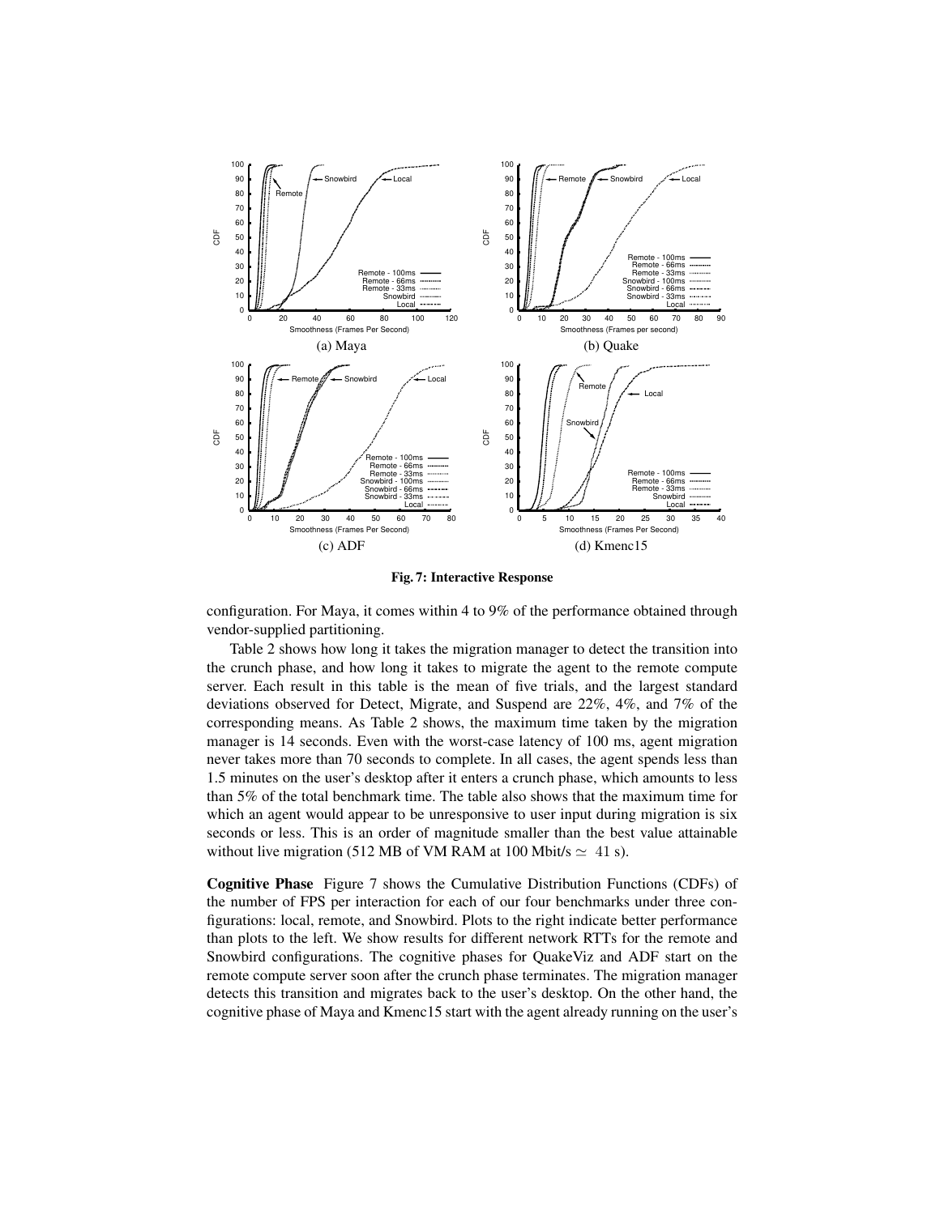(a) Maya

(b) Quake

(c) ADF

(d) Kmenc15

**Fig. 7: Interactive Response**

configuration. For Maya, it comes within 4 to 9% of the performance obtained through vendor-supplied partitioning.

Table 2 shows how long it takes the migration manager to detect the transition into the crunch phase, and how long it takes to migrate the agent to the remote compute server. Each result in this table is the mean of five trials, and the largest standard deviations observed for Detect, Migrate, and Suspend are 22%, 4%, and 7% of the corresponding means. As Table 2 shows, the maximum time taken by the migration manager is 14 seconds. Even with the worst-case latency of 100 ms, agent migration never takes more than 70 seconds to complete. In all cases, the agent spends less than 1.5 minutes on the user's desktop after it enters a crunch phase, which amounts to less than 5% of the total benchmark time. The table also shows that the maximum time for which an agent would appear to be unresponsive to user input during migration is six seconds or less. This is an order of magnitude smaller than the best value attainable without live migration (512 MB of VM RAM at 100 Mbit/s $\simeq$ 41 s).

**Cognitive Phase** Figure 7 shows the Cumulative Distribution Functions (CDFs) of the number of FPS per interaction for each of our four benchmarks under three configurations: local, remote, and Snowbird. Plots to the right indicate better performance than plots to the left. We show results for different network RTTs for the remote and Snowbird configurations. The cognitive phases for QuakeViz and ADF start on the remote compute server soon after the crunch phase terminates. The migration manager detects this transition and migrates back to the user's desktop. On the other hand, the cognitive phase of Maya and Kmenc15 start with the agent already running on the user's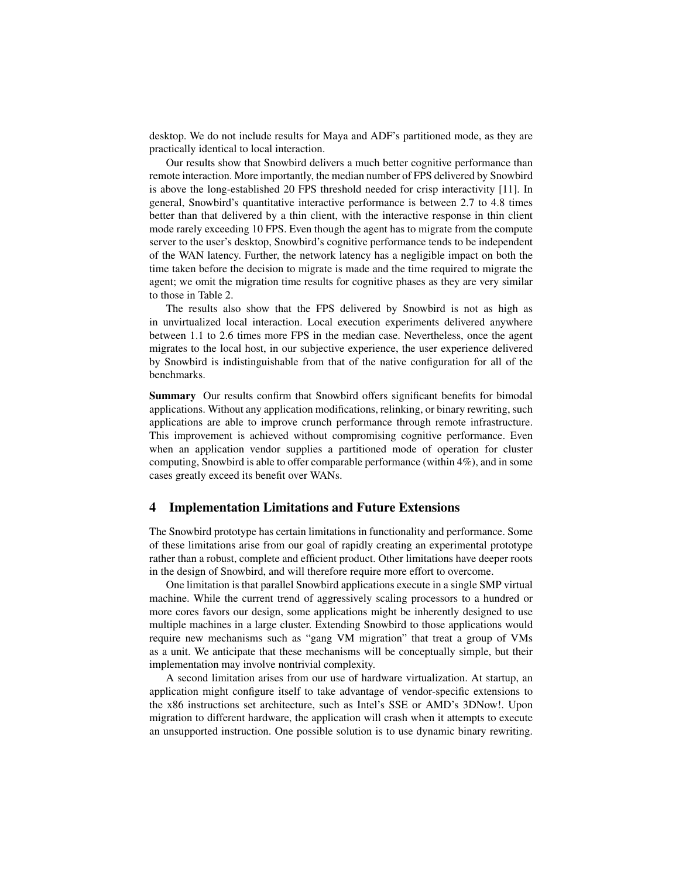desktop. We do not include results for Maya and ADF's partitioned mode, as they are practically identical to local interaction.

Our results show that Snowbird delivers a much better cognitive performance than remote interaction. More importantly, the median number of FPS delivered by Snowbird is above the long-established 20 FPS threshold needed for crisp interactivity [11]. In general, Snowbird's quantitative interactive performance is between 2.7 to 4.8 times better than that delivered by a thin client, with the interactive response in thin client mode rarely exceeding 10 FPS. Even though the agent has to migrate from the compute server to the user's desktop, Snowbird's cognitive performance tends to be independent of the WAN latency. Further, the network latency has a negligible impact on both the time taken before the decision to migrate is made and the time required to migrate the agent; we omit the migration time results for cognitive phases as they are very similar to those in Table 2.

The results also show that the FPS delivered by Snowbird is not as high as in unvirtualized local interaction. Local execution experiments delivered anywhere between 1.1 to 2.6 times more FPS in the median case. Nevertheless, once the agent migrates to the local host, in our subjective experience, the user experience delivered by Snowbird is indistinguishable from that of the native configuration for all of the benchmarks.

**Summary** Our results confirm that Snowbird offers significant benefits for bimodal applications. Without any application modifications, relinking, or binary rewriting, such applications are able to improve crunch performance through remote infrastructure. This improvement is achieved without compromising cognitive performance. Even when an application vendor supplies a partitioned mode of operation for cluster computing, Snowbird is able to offer comparable performance (within 4%), and in some cases greatly exceed its benefit over WANs.

## 4 Implementation Limitations and Future Extensions

The Snowbird prototype has certain limitations in functionality and performance. Some of these limitations arise from our goal of rapidly creating an experimental prototype rather than a robust, complete and efficient product. Other limitations have deeper roots in the design of Snowbird, and will therefore require more effort to overcome.

One limitation is that parallel Snowbird applications execute in a single SMP virtual machine. While the current trend of aggressively scaling processors to a hundred or more cores favors our design, some applications might be inherently designed to use multiple machines in a large cluster. Extending Snowbird to those applications would require new mechanisms such as "gang VM migration" that treat a group of VMs as a unit. We anticipate that these mechanisms will be conceptually simple, but their implementation may involve nontrivial complexity.

A second limitation arises from our use of hardware virtualization. At startup, an application might configure itself to take advantage of vendor-specific extensions to the x86 instructions set architecture, such as Intel's SSE or AMD's 3DNow!. Upon migration to different hardware, the application will crash when it attempts to execute an unsupported instruction. One possible solution is to use dynamic binary rewriting.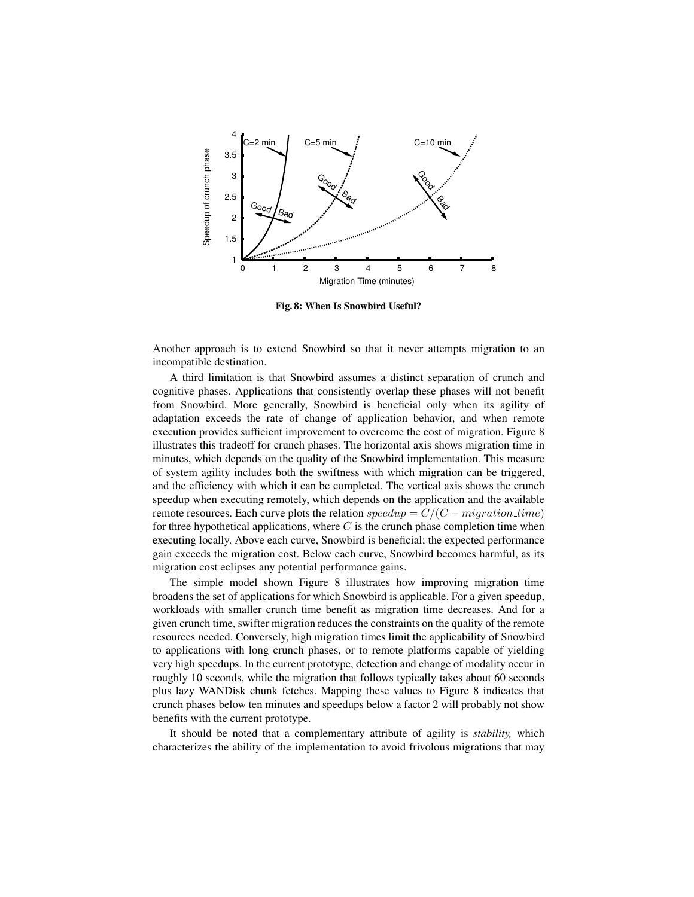Fig. 8: When Is Snowbird Useful?

Another approach is to extend Snowbird so that it never attempts migration to an incompatible destination.

A third limitation is that Snowbird assumes a distinct separation of crunch and cognitive phases. Applications that consistently overlap these phases will not benefit from Snowbird. More generally, Snowbird is beneficial only when its agility of adaptation exceeds the rate of change of application behavior, and when remote execution provides sufficient improvement to overcome the cost of migration. Figure 8 illustrates this tradeoff for crunch phases. The horizontal axis shows migration time in minutes, which depends on the quality of the Snowbird implementation. This measure of system agility includes both the swiftness with which migration can be triggered, and the efficiency with which it can be completed. The vertical axis shows the crunch speedup when executing remotely, which depends on the application and the available remote resources. Each curve plots the relation $speedup = C/(C - migration\_time)$ for three hypothetical applications, where $C$ is the crunch phase completion time when executing locally. Above each curve, Snowbird is beneficial; the expected performance gain exceeds the migration cost. Below each curve, Snowbird becomes harmful, as its migration cost eclipses any potential performance gains.

The simple model shown Figure 8 illustrates how improving migration time broadens the set of applications for which Snowbird is applicable. For a given speedup, workloads with smaller crunch time benefit as migration time decreases. And for a given crunch time, swifter migration reduces the constraints on the quality of the remote resources needed. Conversely, high migration times limit the applicability of Snowbird to applications with long crunch phases, or to remote platforms capable of yielding very high speedups. In the current prototype, detection and change of modality occur in roughly 10 seconds, while the migration that follows typically takes about 60 seconds plus lazy WANDisk chunk fetches. Mapping these values to Figure 8 indicates that crunch phases below ten minutes and speedups below a factor 2 will probably not show benefits with the current prototype.

It should be noted that a complementary attribute of agility is *stability,* which characterizes the ability of the implementation to avoid frivolous migrations that may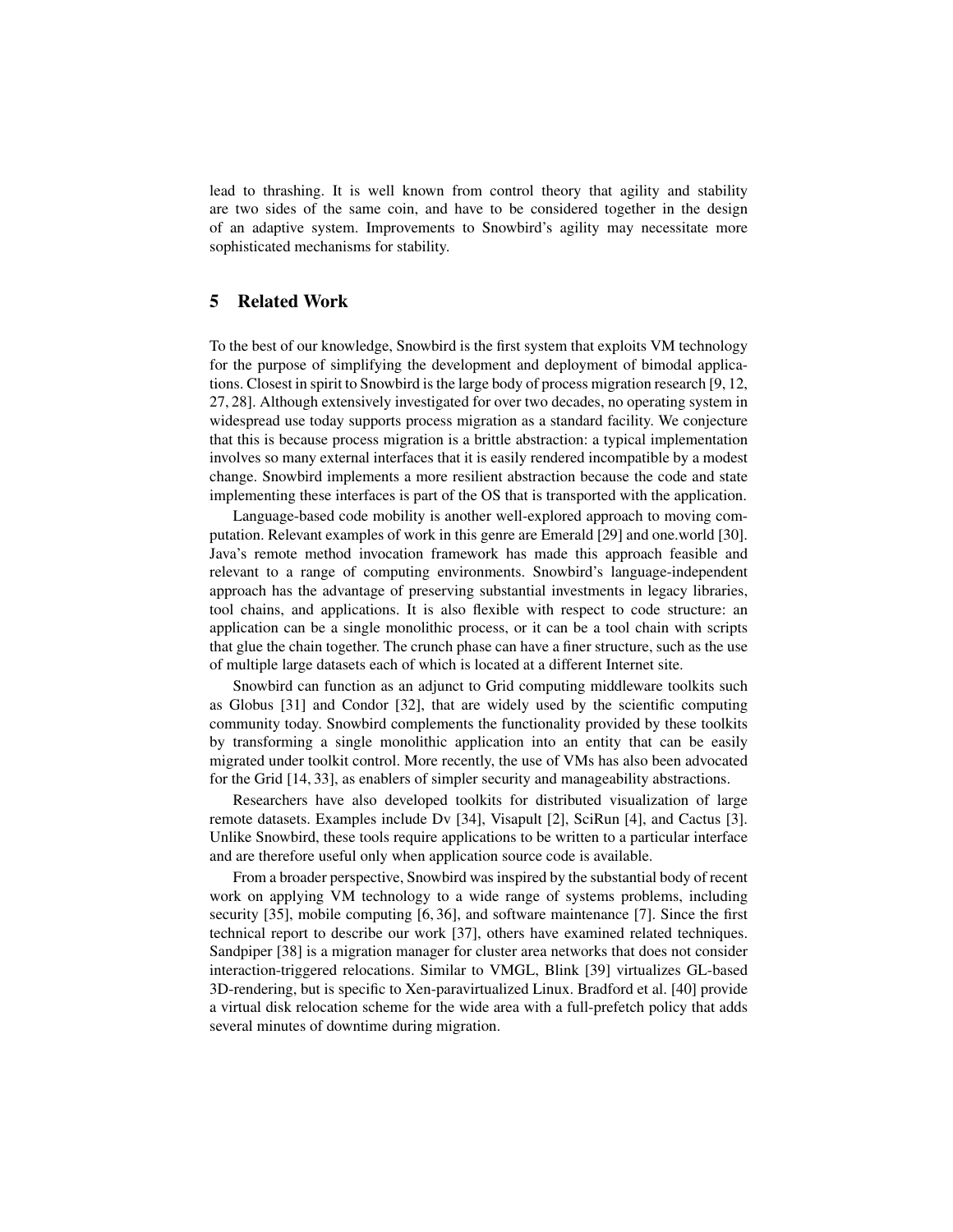lead to thrashing. It is well known from control theory that agility and stability are two sides of the same coin, and have to be considered together in the design of an adaptive system. Improvements to Snowbird's agility may necessitate more sophisticated mechanisms for stability.

## 5 Related Work

To the best of our knowledge, Snowbird is the first system that exploits VM technology for the purpose of simplifying the development and deployment of bimodal applications. Closest in spirit to Snowbird is the large body of process migration research [9, 12, 27, 28]. Although extensively investigated for over two decades, no operating system in widespread use today supports process migration as a standard facility. We conjecture that this is because process migration is a brittle abstraction: a typical implementation involves so many external interfaces that it is easily rendered incompatible by a modest change. Snowbird implements a more resilient abstraction because the code and state implementing these interfaces is part of the OS that is transported with the application.

Language-based code mobility is another well-explored approach to moving computation. Relevant examples of work in this genre are Emerald [29] and one.world [30]. Java's remote method invocation framework has made this approach feasible and relevant to a range of computing environments. Snowbird's language-independent approach has the advantage of preserving substantial investments in legacy libraries, tool chains, and applications. It is also flexible with respect to code structure: an application can be a single monolithic process, or it can be a tool chain with scripts that glue the chain together. The crunch phase can have a finer structure, such as the use of multiple large datasets each of which is located at a different Internet site.

Snowbird can function as an adjunct to Grid computing middleware toolkits such as Globus [31] and Condor [32], that are widely used by the scientific computing community today. Snowbird complements the functionality provided by these toolkits by transforming a single monolithic application into an entity that can be easily migrated under toolkit control. More recently, the use of VMs has also been advocated for the Grid [14, 33], as enablers of simpler security and manageability abstractions.

Researchers have also developed toolkits for distributed visualization of large remote datasets. Examples include Dv [34], Visapult [2], SciRun [4], and Cactus [3]. Unlike Snowbird, these tools require applications to be written to a particular interface and are therefore useful only when application source code is available.

From a broader perspective, Snowbird was inspired by the substantial body of recent work on applying VM technology to a wide range of systems problems, including security [35], mobile computing [6, 36], and software maintenance [7]. Since the first technical report to describe our work [37], others have examined related techniques. Sandpiper [38] is a migration manager for cluster area networks that does not consider interaction-triggered relocations. Similar to VMGL, Blink [39] virtualizes GL-based 3D-rendering, but is specific to Xen-paravirtualized Linux. Bradford et al. [40] provide a virtual disk relocation scheme for the wide area with a full-prefetch policy that adds several minutes of downtime during migration.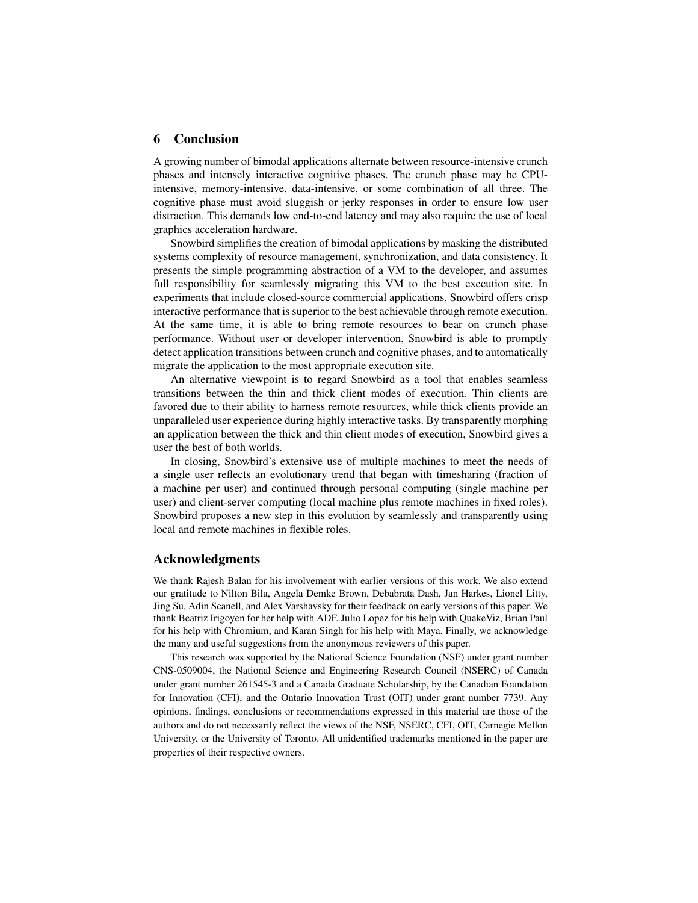## 6 Conclusion

A growing number of bimodal applications alternate between resource-intensive crunch phases and intensely interactive cognitive phases. The crunch phase may be CPU-intensive, memory-intensive, data-intensive, or some combination of all three. The cognitive phase must avoid sluggish or jerky responses in order to ensure low user distraction. This demands low end-to-end latency and may also require the use of local graphics acceleration hardware.

Snowbird simplifies the creation of bimodal applications by masking the distributed systems complexity of resource management, synchronization, and data consistency. It presents the simple programming abstraction of a VM to the developer, and assumes full responsibility for seamlessly migrating this VM to the best execution site. In experiments that include closed-source commercial applications, Snowbird offers crisp interactive performance that is superior to the best achievable through remote execution. At the same time, it is able to bring remote resources to bear on crunch phase performance. Without user or developer intervention, Snowbird is able to promptly detect application transitions between crunch and cognitive phases, and to automatically migrate the application to the most appropriate execution site.

An alternative viewpoint is to regard Snowbird as a tool that enables seamless transitions between the thin and thick client modes of execution. Thin clients are favored due to their ability to harness remote resources, while thick clients provide an unparalleled user experience during highly interactive tasks. By transparently morphing an application between the thick and thin client modes of execution, Snowbird gives a user the best of both worlds.

In closing, Snowbird's extensive use of multiple machines to meet the needs of a single user reflects an evolutionary trend that began with timesharing (fraction of a machine per user) and continued through personal computing (single machine per user) and client-server computing (local machine plus remote machines in fixed roles). Snowbird proposes a new step in this evolution by seamlessly and transparently using local and remote machines in flexible roles.

## Acknowledgments

We thank Rajesh Balan for his involvement with earlier versions of this work. We also extend our gratitude to Nilton Bila, Angela Demke Brown, Debabrata Dash, Jan Harkes, Lionel Litty, Jing Su, Adin Scanell, and Alex Varshavsky for their feedback on early versions of this paper. We thank Beatriz Irigoyen for her help with ADF, Julio Lopez for his help with QuakeViz, Brian Paul for his help with Chromium, and Karan Singh for his help with Maya. Finally, we acknowledge the many and useful suggestions from the anonymous reviewers of this paper.

This research was supported by the National Science Foundation (NSF) under grant number CNS-0509004, the National Science and Engineering Research Council (NSERC) of Canada under grant number 261545-3 and a Canada Graduate Scholarship, by the Canadian Foundation for Innovation (CFI), and the Ontario Innovation Trust (OIT) under grant number 7739. Any opinions, findings, conclusions or recommendations expressed in this material are those of the authors and do not necessarily reflect the views of the NSF, NSERC, CFI, OIT, Carnegie Mellon University, or the University of Toronto. All unidentified trademarks mentioned in the paper are properties of their respective owners.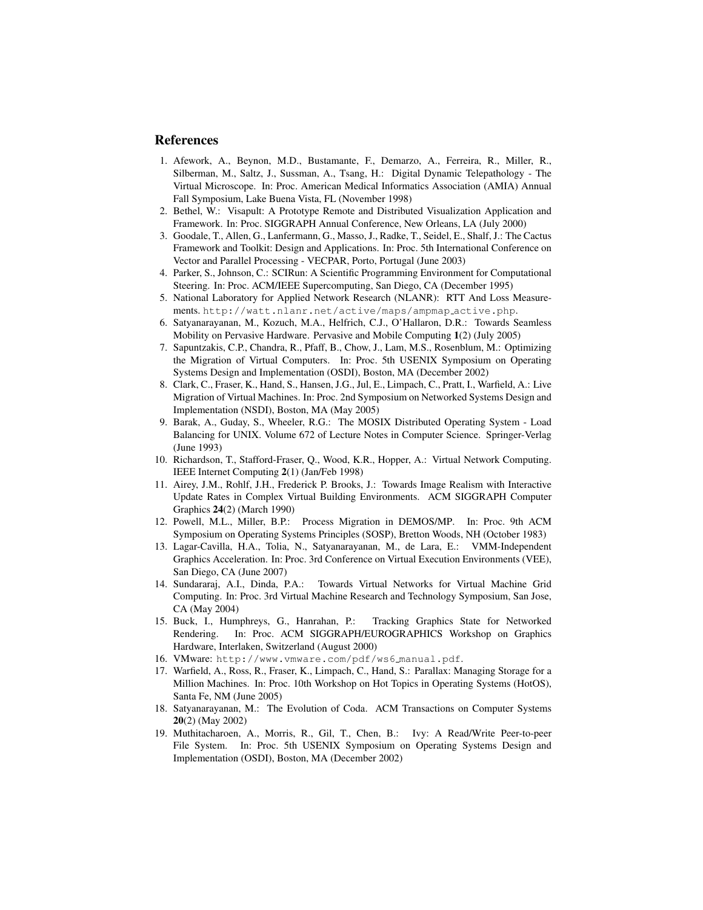## References

1. Afework, A., Beynon, M.D., Bustamante, F., Demarzo, A., Ferreira, R., Miller, R., Silberman, M., Saltz, J., Sussman, A., Tsang, H.: Digital Dynamic Telepathology - The Virtual Microscope. In: Proc. American Medical Informatics Association (AMIA) Annual Fall Symposium, Lake Buena Vista, FL (November 1998)
2. Bethel, W.: Visapult: A Prototype Remote and Distributed Visualization Application and Framework. In: Proc. SIGGRAPH Annual Conference, New Orleans, LA (July 2000)
3. Goodale, T., Allen, G., Lanfermann, G., Masso, J., Radke, T., Seidel, E., Shalf, J.: The Cactus Framework and Toolkit: Design and Applications. In: Proc. 5th International Conference on Vector and Parallel Processing - VECPAR, Porto, Portugal (June 2003)
4. Parker, S., Johnson, C.: SCIRun: A Scientific Programming Environment for Computational Steering. In: Proc. ACM/IEEE Supercomputing, San Diego, CA (December 1995)
5. National Laboratory for Applied Network Research (NLANR): RTT And Loss Measurements. http://watt.nlanr.net/active/maps/ampmap_active.php.
6. Satyanarayanan, M., Kozuch, M.A., Helfrich, C.J., O'Hallaron, D.R.: Towards Seamless Mobility on Pervasive Hardware. Pervasive and Mobile Computing **1**(2) (July 2005)
7. Sapuntzakis, C.P., Chandra, R., Pfaff, B., Chow, J., Lam, M.S., Rosenblum, M.: Optimizing the Migration of Virtual Computers. In: Proc. 5th USENIX Symposium on Operating Systems Design and Implementation (OSDI), Boston, MA (December 2002)
8. Clark, C., Fraser, K., Hand, S., Hansen, J.G., Jul, E., Limpach, C., Pratt, I., Warfield, A.: Live Migration of Virtual Machines. In: Proc. 2nd Symposium on Networked Systems Design and Implementation (NSDI), Boston, MA (May 2005)
9. Barak, A., Guday, S., Wheeler, R.G.: The MOSIX Distributed Operating System - Load Balancing for UNIX. Volume 672 of Lecture Notes in Computer Science. Springer-Verlag (June 1993)
10. Richardson, T., Stafford-Fraser, Q., Wood, K.R., Hopper, A.: Virtual Network Computing. IEEE Internet Computing **2**(1) (Jan/Feb 1998)
11. Airey, J.M., Rohlf, J.H., Frederick P. Brooks, J.: Towards Image Realism with Interactive Update Rates in Complex Virtual Building Environments. ACM SIGGRAPH Computer Graphics **24**(2) (March 1990)
12. Powell, M.L., Miller, B.P.: Process Migration in DEMOS/MP. In: Proc. 9th ACM Symposium on Operating Systems Principles (SOSP), Bretton Woods, NH (October 1983)
13. Lagar-Cavilla, H.A., Tolia, N., Satyanarayanan, M., de Lara, E.: VMM-Independent Graphics Acceleration. In: Proc. 3rd Conference on Virtual Execution Environments (VEE), San Diego, CA (June 2007)
14. Sundararaj, A.I., Dinda, P.A.: Towards Virtual Networks for Virtual Machine Grid Computing. In: Proc. 3rd Virtual Machine Research and Technology Symposium, San Jose, CA (May 2004)
15. Buck, I., Humphreys, G., Hanrahan, P.: Tracking Graphics State for Networked Rendering. In: Proc. ACM SIGGRAPH/EUROGRAPHICS Workshop on Graphics Hardware, Interlaken, Switzerland (August 2000)
16. VMware: http://www.vmware.com/pdf/ws6_manual.pdf.
17. Warfield, A., Ross, R., Fraser, K., Limpach, C., Hand, S.: Parallax: Managing Storage for a Million Machines. In: Proc. 10th Workshop on Hot Topics in Operating Systems (HotOS), Santa Fe, NM (June 2005)
18. Satyanarayanan, M.: The Evolution of Coda. ACM Transactions on Computer Systems **20**(2) (May 2002)
19. Muthitacharoen, A., Morris, R., Gil, T., Chen, B.: Ivy: A Read/Write Peer-to-peer File System. In: Proc. 5th USENIX Symposium on Operating Systems Design and Implementation (OSDI), Boston, MA (December 2002)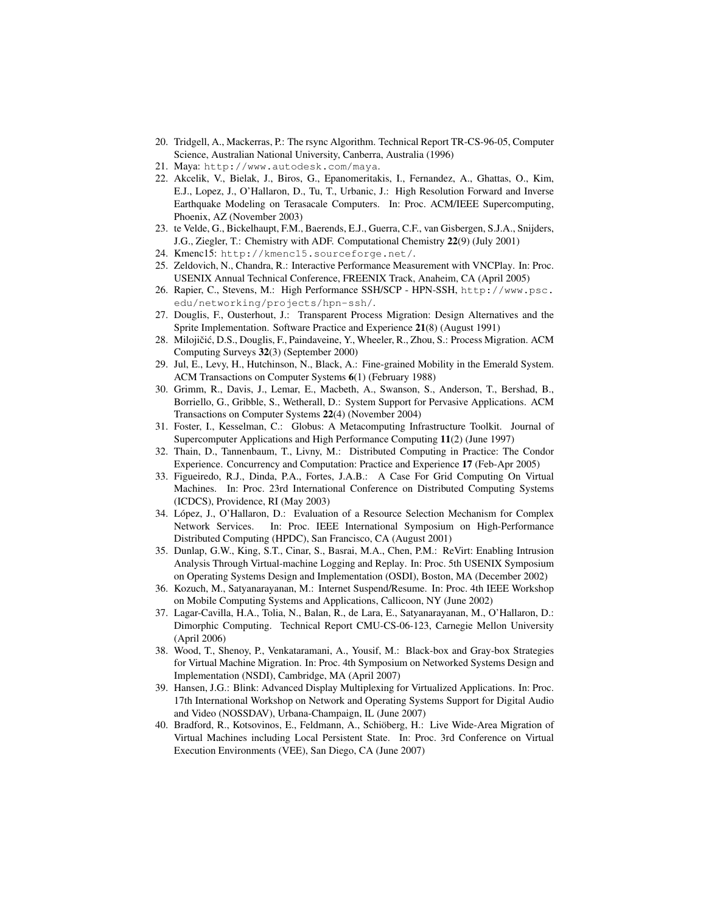20. Tridgell, A., Mackerras, P.: The rsync Algorithm. Technical Report TR-CS-96-05, Computer Science, Australian National University, Canberra, Australia (1996)
21. Maya: http://www.autodesk.com/maya.
22. Akcelik, V., Bielak, J., Biros, G., Epanomeritakis, I., Fernandez, A., Ghattas, O., Kim, E.J., Lopez, J., O'Hallaron, D., Tu, T., Urbanic, J.: High Resolution Forward and Inverse Earthquake Modeling on Terasacale Computers. In: Proc. ACM/IEEE Supercomputing, Phoenix, AZ (November 2003)
23. te Velde, G., Bickelhaupt, F.M., Baerends, E.J., Guerra, C.F., van Gisbergen, S.J.A., Snijders, J.G., Ziegler, T.: Chemistry with ADF. Computational Chemistry **22**(9) (July 2001)
24. Kmenc15: http://kmenc15.sourceforge.net/.
25. Zeldovich, N., Chandra, R.: Interactive Performance Measurement with VNCPlay. In: Proc. USENIX Annual Technical Conference, FREENIX Track, Anaheim, CA (April 2005)
26. Rapier, C., Stevens, M.: High Performance SSH/SCP - HPN-SSH, http://www.psc.edu/networking/projects/hpn-ssh/.
27. Douglis, F., Ousterhout, J.: Transparent Process Migration: Design Alternatives and the Sprite Implementation. Software Practice and Experience **21**(8) (August 1991)
28. Milojičić, D.S., Douglis, F., Paindaveine, Y., Wheeler, R., Zhou, S.: Process Migration. ACM Computing Surveys **32**(3) (September 2000)
29. Jul, E., Levy, H., Hutchinson, N., Black, A.: Fine-grained Mobility in the Emerald System. ACM Transactions on Computer Systems **6**(1) (February 1988)
30. Grimm, R., Davis, J., Lemar, E., Macbeth, A., Swanson, S., Anderson, T., Bershad, B., Borriello, G., Gribble, S., Wetherall, D.: System Support for Pervasive Applications. ACM Transactions on Computer Systems **22**(4) (November 2004)
31. Foster, I., Kesselman, C.: Globus: A Metacomputing Infrastructure Toolkit. Journal of Supercomputer Applications and High Performance Computing **11**(2) (June 1997)
32. Thain, D., Tannenbaum, T., Livny, M.: Distributed Computing in Practice: The Condor Experience. Concurrency and Computation: Practice and Experience **17** (Feb-Apr 2005)
33. Figueiredo, R.J., Dinda, P.A., Fortes, J.A.B.: A Case For Grid Computing On Virtual Machines. In: Proc. 23rd International Conference on Distributed Computing Systems (ICDCS), Providence, RI (May 2003)
34. López, J., O'Hallaron, D.: Evaluation of a Resource Selection Mechanism for Complex Network Services. In: Proc. IEEE International Symposium on High-Performance Distributed Computing (HPDC), San Francisco, CA (August 2001)
35. Dunlap, G.W., King, S.T., Cinar, S., Basrai, M.A., Chen, P.M.: ReVirt: Enabling Intrusion Analysis Through Virtual-machine Logging and Replay. In: Proc. 5th USENIX Symposium on Operating Systems Design and Implementation (OSDI), Boston, MA (December 2002)
36. Kozuch, M., Satyanarayanan, M.: Internet Suspend/Resume. In: Proc. 4th IEEE Workshop on Mobile Computing Systems and Applications, Callicoon, NY (June 2002)
37. Lagar-Cavilla, H.A., Tolia, N., Balan, R., de Lara, E., Satyanarayanan, M., O'Hallaron, D.: Dimorphic Computing. Technical Report CMU-CS-06-123, Carnegie Mellon University (April 2006)
38. Wood, T., Shenoy, P., Venkataramani, A., Yousif, M.: Black-box and Gray-box Strategies for Virtual Machine Migration. In: Proc. 4th Symposium on Networked Systems Design and Implementation (NSDI), Cambridge, MA (April 2007)
39. Hansen, J.G.: Blink: Advanced Display Multiplexing for Virtualized Applications. In: Proc. 17th International Workshop on Network and Operating Systems Support for Digital Audio and Video (NOSSDAV), Urbana-Champaign, IL (June 2007)
40. Bradford, R., Kotsovinos, E., Feldmann, A., Schiöberg, H.: Live Wide-Area Migration of Virtual Machines including Local Persistent State. In: Proc. 3rd Conference on Virtual Execution Environments (VEE), San Diego, CA (June 2007)